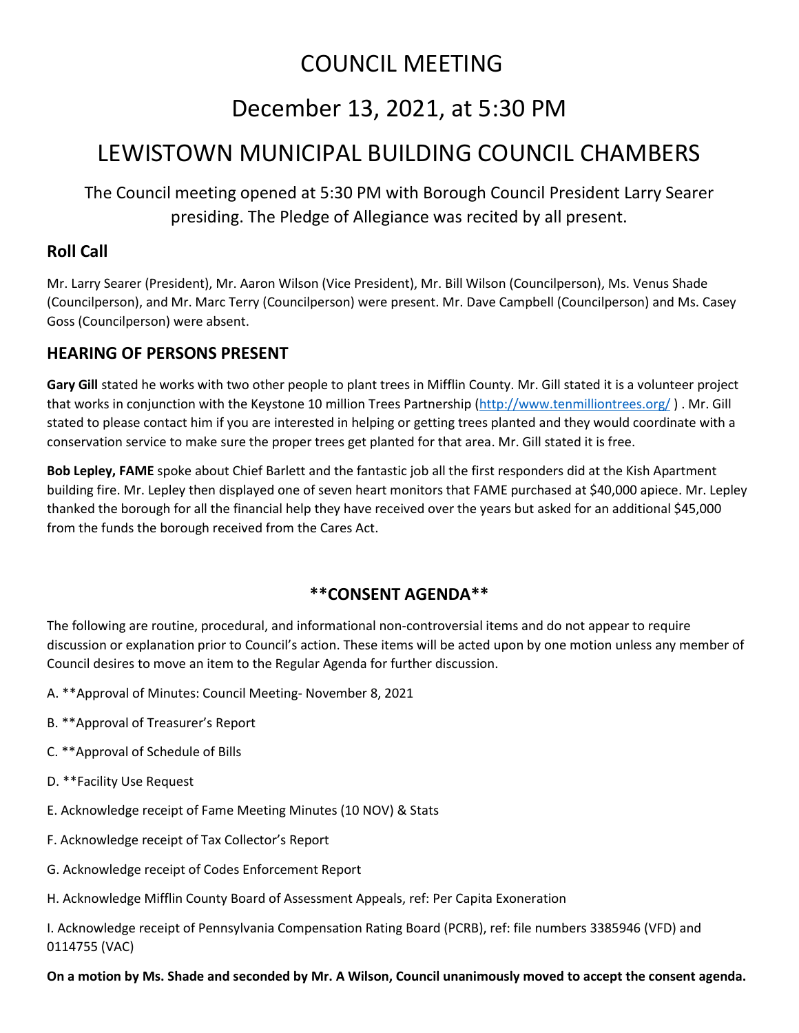# COUNCIL MEETING

# December 13, 2021, at 5:30 PM

# LEWISTOWN MUNICIPAL BUILDING COUNCIL CHAMBERS

The Council meeting opened at 5:30 PM with Borough Council President Larry Searer presiding. The Pledge of Allegiance was recited by all present.

## Roll Call

Mr. Larry Searer (President), Mr. Aaron Wilson (Vice President), Mr. Bill Wilson (Councilperson), Ms. Venus Shade (Councilperson), and Mr. Marc Terry (Councilperson) were present. Mr. Dave Campbell (Councilperson) and Ms. Casey Goss (Councilperson) were absent.

## HEARING OF PERSONS PRESENT

**Gary Gill** stated he works with two other people to plant trees in Mifflin County. Mr. Gill stated it is a volunteer project that works in conjunction with the Keystone 10 million Trees Partnership (http://www.tenmilliontrees.org/ ) . Mr. Gill stated to please contact him if you are interested in helping or getting trees planted and they would coordinate with a conservation service to make sure the proper trees get planted for that area. Mr. Gill stated it is free.

**Bob Lepley, FAME** spoke about Chief Barlett and the fantastic job all the first responders did at the Kish Apartment building fire. Mr. Lepley then displayed one of seven heart monitors that FAME purchased at $40,000 apiece. Mr. Lepley thanked the borough for all the financial help they have received over the years but asked for an additional $45,000 from the funds the borough received from the Cares Act.

## **CONSENT AGENDA**

The following are routine, procedural, and informational non-controversial items and do not appear to require discussion or explanation prior to Council's action. These items will be acted upon by one motion unless any member of Council desires to move an item to the Regular Agenda for further discussion.

A. **Approval of Minutes: Council Meeting- November 8, 2021

B. **Approval of Treasurer's Report

C. **Approval of Schedule of Bills

D. **Facility Use Request

E. Acknowledge receipt of Fame Meeting Minutes (10 NOV) & Stats

F. Acknowledge receipt of Tax Collector's Report

G. Acknowledge receipt of Codes Enforcement Report

H. Acknowledge Mifflin County Board of Assessment Appeals, ref: Per Capita Exoneration

I. Acknowledge receipt of Pennsylvania Compensation Rating Board (PCRB), ref: file numbers 3385946 (VFD) and 0114755 (VAC)

**On a motion by Ms. Shade and seconded by Mr. A Wilson, Council unanimously moved to accept the consent agenda.**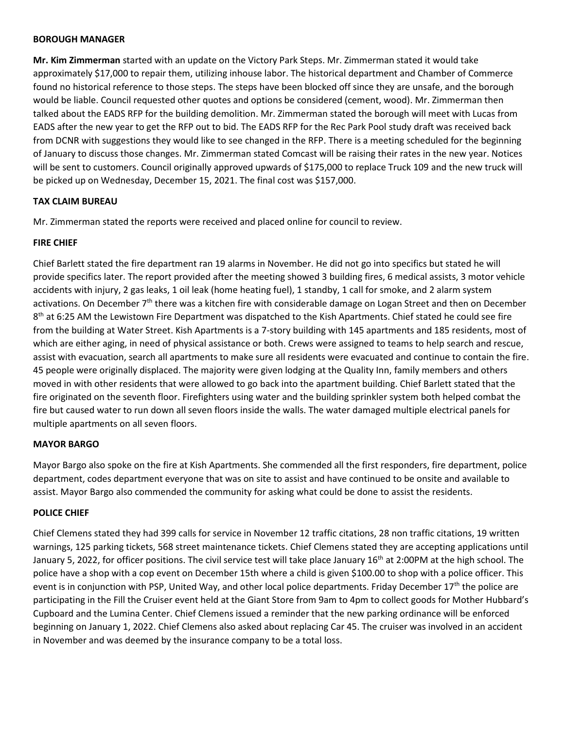**BOROUGH MANAGER**

**Mr. Kim Zimmerman** started with an update on the Victory Park Steps. Mr. Zimmerman stated it would take approximately $17,000 to repair them, utilizing inhouse labor. The historical department and Chamber of Commerce found no historical reference to those steps. The steps have been blocked off since they are unsafe, and the borough would be liable. Council requested other quotes and options be considered (cement, wood). Mr. Zimmerman then talked about the EADS RFP for the building demolition. Mr. Zimmerman stated the borough will meet with Lucas from EADS after the new year to get the RFP out to bid. The EADS RFP for the Rec Park Pool study draft was received back from DCNR with suggestions they would like to see changed in the RFP. There is a meeting scheduled for the beginning of January to discuss those changes. Mr. Zimmerman stated Comcast will be raising their rates in the new year. Notices will be sent to customers. Council originally approved upwards of $175,000 to replace Truck 109 and the new truck will be picked up on Wednesday, December 15, 2021. The final cost was $157,000.

**TAX CLAIM BUREAU**

Mr. Zimmerman stated the reports were received and placed online for council to review.

**FIRE CHIEF**

Chief Barlett stated the fire department ran 19 alarms in November. He did not go into specifics but stated he will provide specifics later. The report provided after the meeting showed 3 building fires, 6 medical assists, 3 motor vehicle accidents with injury, 2 gas leaks, 1 oil leak (home heating fuel), 1 standby, 1 call for smoke, and 2 alarm system activations. On December 7th there was a kitchen fire with considerable damage on Logan Street and then on December 8th at 6:25 AM the Lewistown Fire Department was dispatched to the Kish Apartments. Chief stated he could see fire from the building at Water Street. Kish Apartments is a 7-story building with 145 apartments and 185 residents, most of which are either aging, in need of physical assistance or both. Crews were assigned to teams to help search and rescue, assist with evacuation, search all apartments to make sure all residents were evacuated and continue to contain the fire. 45 people were originally displaced. The majority were given lodging at the Quality Inn, family members and others moved in with other residents that were allowed to go back into the apartment building. Chief Barlett stated that the fire originated on the seventh floor. Firefighters using water and the building sprinkler system both helped combat the fire but caused water to run down all seven floors inside the walls. The water damaged multiple electrical panels for multiple apartments on all seven floors.

**MAYOR BARGO**

Mayor Bargo also spoke on the fire at Kish Apartments. She commended all the first responders, fire department, police department, codes department everyone that was on site to assist and have continued to be onsite and available to assist. Mayor Bargo also commended the community for asking what could be done to assist the residents.

**POLICE CHIEF**

Chief Clemens stated they had 399 calls for service in November 12 traffic citations, 28 non traffic citations, 19 written warnings, 125 parking tickets, 568 street maintenance tickets. Chief Clemens stated they are accepting applications until January 5, 2022, for officer positions. The civil service test will take place January 16th at 2:00PM at the high school. The police have a shop with a cop event on December 15th where a child is given $100.00 to shop with a police officer. This event is in conjunction with PSP, United Way, and other local police departments. Friday December 17th the police are participating in the Fill the Cruiser event held at the Giant Store from 9am to 4pm to collect goods for Mother Hubbard's Cupboard and the Lumina Center. Chief Clemens issued a reminder that the new parking ordinance will be enforced beginning on January 1, 2022. Chief Clemens also asked about replacing Car 45. The cruiser was involved in an accident in November and was deemed by the insurance company to be a total loss.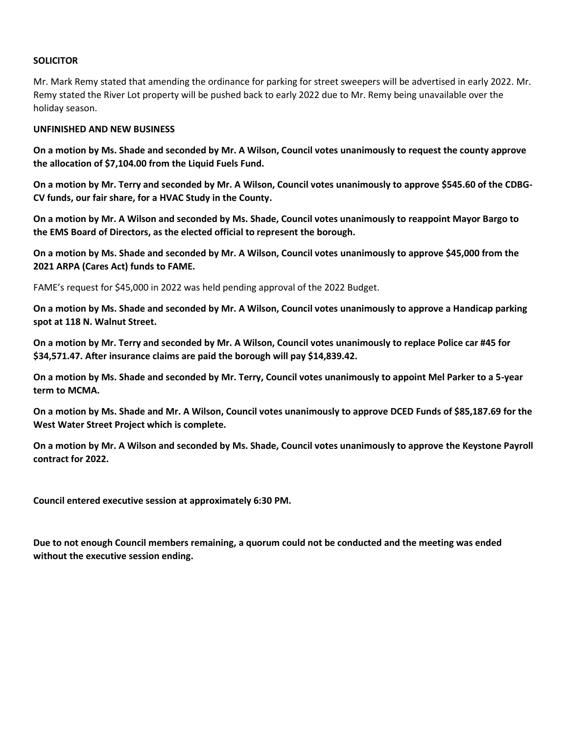**SOLICITOR**

Mr. Mark Remy stated that amending the ordinance for parking for street sweepers will be advertised in early 2022. Mr. Remy stated the River Lot property will be pushed back to early 2022 due to Mr. Remy being unavailable over the holiday season.

**UNFINISHED AND NEW BUSINESS**

**On a motion by Ms. Shade and seconded by Mr. A Wilson, Council votes unanimously to request the county approve the allocation of $7,104.00 from the Liquid Fuels Fund.**

**On a motion by Mr. Terry and seconded by Mr. A Wilson, Council votes unanimously to approve $545.60 of the CDBG-CV funds, our fair share, for a HVAC Study in the County.**

**On a motion by Mr. A Wilson and seconded by Ms. Shade, Council votes unanimously to reappoint Mayor Bargo to the EMS Board of Directors, as the elected official to represent the borough.**

**On a motion by Ms. Shade and seconded by Mr. A Wilson, Council votes unanimously to approve $45,000 from the 2021 ARPA (Cares Act) funds to FAME.**

FAME's request for $45,000 in 2022 was held pending approval of the 2022 Budget.

**On a motion by Ms. Shade and seconded by Mr. A Wilson, Council votes unanimously to approve a Handicap parking spot at 118 N. Walnut Street.**

**On a motion by Mr. Terry and seconded by Mr. A Wilson, Council votes unanimously to replace Police car #45 for $34,571.47. After insurance claims are paid the borough will pay $14,839.42.**

**On a motion by Ms. Shade and seconded by Mr. Terry, Council votes unanimously to appoint Mel Parker to a 5-year term to MCMA.**

**On a motion by Ms. Shade and Mr. A Wilson, Council votes unanimously to approve DCED Funds of $85,187.69 for the West Water Street Project which is complete.**

**On a motion by Mr. A Wilson and seconded by Ms. Shade, Council votes unanimously to approve the Keystone Payroll contract for 2022.**

**Council entered executive session at approximately 6:30 PM.**

**Due to not enough Council members remaining, a quorum could not be conducted and the meeting was ended without the executive session ending.**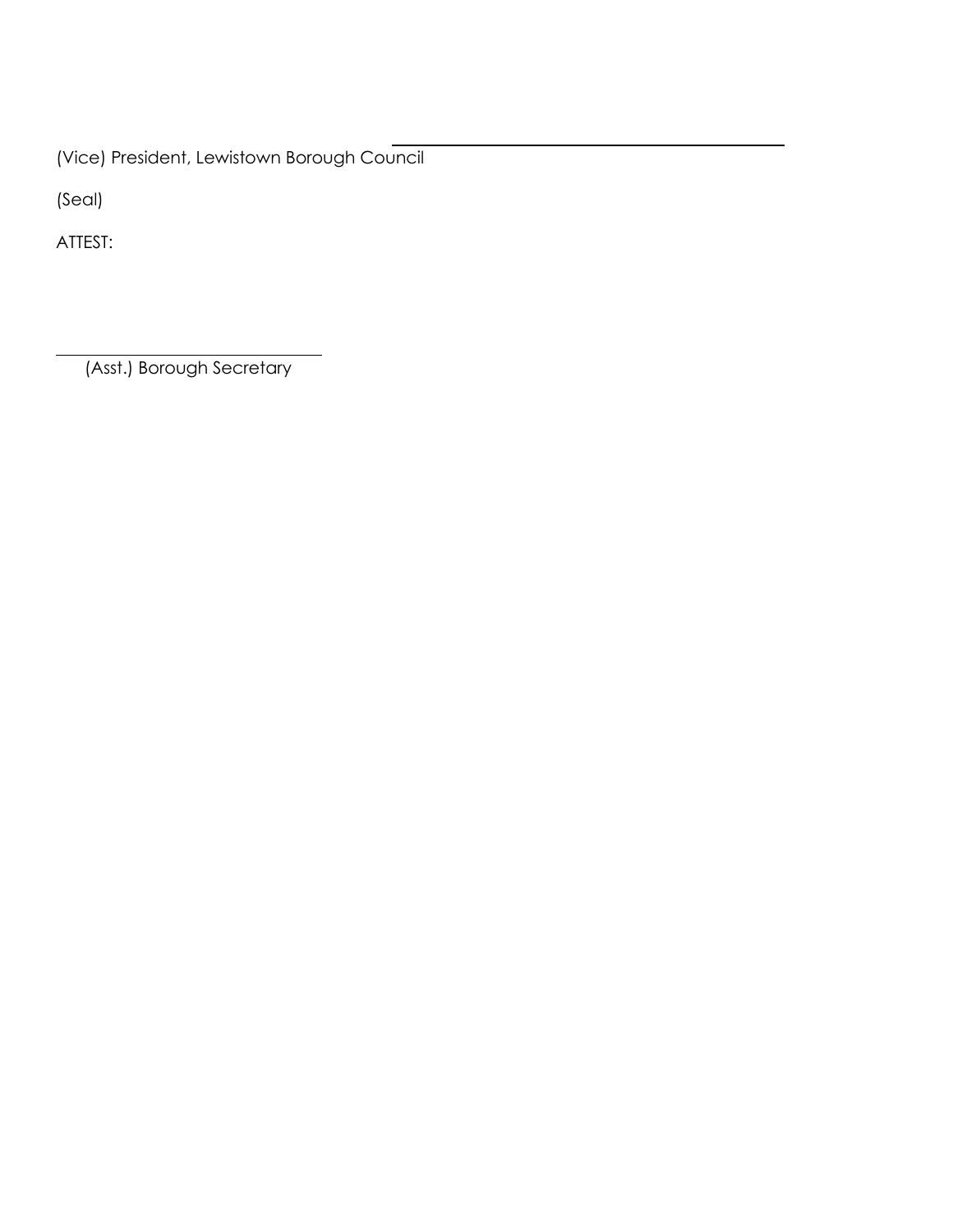\_\_\_\_\_\_\_\_\_\_\_\_\_\_\_\_\_\_\_\_\_\_\_\_\_\_\_\_\_\_\_\_\_\_\_\_\_\_\_\_

(Vice) President, Lewistown Borough Council

(Seal)

ATTEST:

\_\_\_\_\_\_\_\_\_\_\_\_\_\_\_\_\_\_\_\_\_\_\_\_\_\_\_\_

(Asst.) Borough Secretary